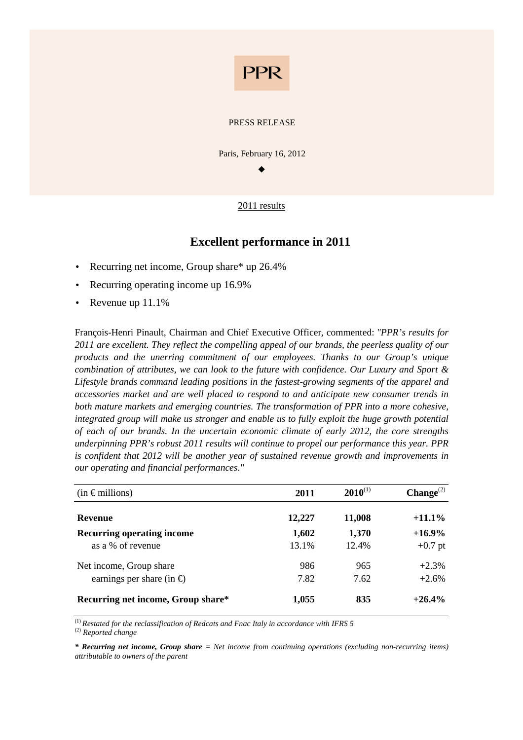PPR

PRESS RELEASE

Paris, February 16, 2012

◆

2011 results

## Excellent performance in 2011

- Recurring net income, Group share* up 26.4%
- Recurring operating income up 16.9%
- Revenue up 11.1%

François-Henri Pinault, Chairman and Chief Executive Officer, commented: *"PPR's results for 2011 are excellent. They reflect the compelling appeal of our brands, the peerless quality of our products and the unerring commitment of our employees. Thanks to our Group's unique combination of attributes, we can look to the future with confidence. Our Luxury and Sport & Lifestyle brands command leading positions in the fastest-growing segments of the apparel and accessories market and are well placed to respond to and anticipate new consumer trends in both mature markets and emerging countries. The transformation of PPR into a more cohesive, integrated group will make us stronger and enable us to fully exploit the huge growth potential of each of our brands. In the uncertain economic climate of early 2012, the core strengths underpinning PPR's robust 2011 results will continue to propel our performance this year. PPR is confident that 2012 will be another year of sustained revenue growth and improvements in our operating and financial performances."*

| (in € millions) | 2011 | 2010[1] | Change[2] |
|---|---|---|---|
| **Revenue** | **12,227** | **11,008** | **+11.1%** |
| **Recurring operating income** | **1,602** | **1,370** | **+16.9%** |
| as a % of revenue | 13.1% | 12.4% | +0.7 pt |
| Net income, Group share | 986 | 965 | +2.3% |
| earnings per share (in €) | 7.82 | 7.62 | +2.6% |
| **Recurring net income, Group share*** | **1,055** | **835** | **+26.4%** |

[1] *Restated for the reclassification of Redcats and Fnac Italy in accordance with IFRS 5*
[2] *Reported change*

*\* **Recurring net income, Group share** = Net income from continuing operations (excluding non-recurring items) attributable to owners of the parent*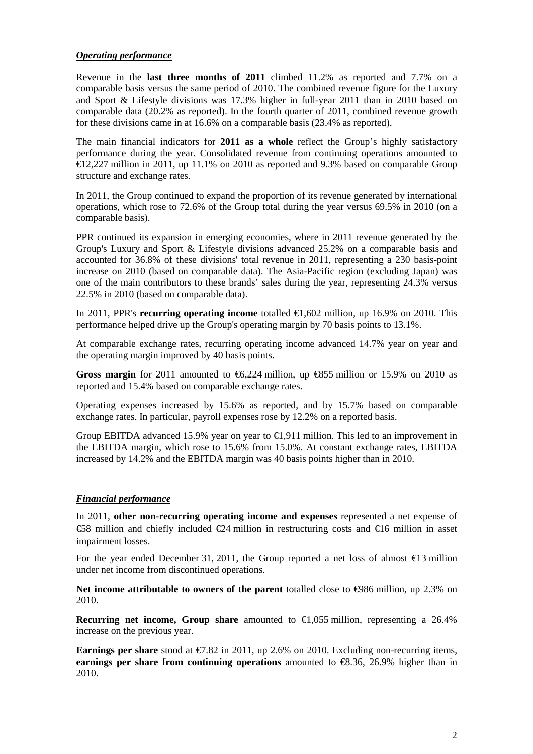***Operating performance***

Revenue in the **last three months of 2011** climbed 11.2% as reported and 7.7% on a comparable basis versus the same period of 2010. The combined revenue figure for the Luxury and Sport & Lifestyle divisions was 17.3% higher in full-year 2011 than in 2010 based on comparable data (20.2% as reported). In the fourth quarter of 2011, combined revenue growth for these divisions came in at 16.6% on a comparable basis (23.4% as reported).

The main financial indicators for **2011 as a whole** reflect the Group's highly satisfactory performance during the year. Consolidated revenue from continuing operations amounted to €12,227 million in 2011, up 11.1% on 2010 as reported and 9.3% based on comparable Group structure and exchange rates.

In 2011, the Group continued to expand the proportion of its revenue generated by international operations, which rose to 72.6% of the Group total during the year versus 69.5% in 2010 (on a comparable basis).

PPR continued its expansion in emerging economies, where in 2011 revenue generated by the Group's Luxury and Sport & Lifestyle divisions advanced 25.2% on a comparable basis and accounted for 36.8% of these divisions' total revenue in 2011, representing a 230 basis-point increase on 2010 (based on comparable data). The Asia-Pacific region (excluding Japan) was one of the main contributors to these brands' sales during the year, representing 24.3% versus 22.5% in 2010 (based on comparable data).

In 2011, PPR's **recurring operating income** totalled €1,602 million, up 16.9% on 2010. This performance helped drive up the Group's operating margin by 70 basis points to 13.1%.

At comparable exchange rates, recurring operating income advanced 14.7% year on year and the operating margin improved by 40 basis points.

**Gross margin** for 2011 amounted to €6,224 million, up €855 million or 15.9% on 2010 as reported and 15.4% based on comparable exchange rates.

Operating expenses increased by 15.6% as reported, and by 15.7% based on comparable exchange rates. In particular, payroll expenses rose by 12.2% on a reported basis.

Group EBITDA advanced 15.9% year on year to €1,911 million. This led to an improvement in the EBITDA margin, which rose to 15.6% from 15.0%. At constant exchange rates, EBITDA increased by 14.2% and the EBITDA margin was 40 basis points higher than in 2010.

***Financial performance***

In 2011, **other non-recurring operating income and expenses** represented a net expense of €58 million and chiefly included €24 million in restructuring costs and €16 million in asset impairment losses.

For the year ended December 31, 2011, the Group reported a net loss of almost €13 million under net income from discontinued operations.

**Net income attributable to owners of the parent** totalled close to €986 million, up 2.3% on 2010.

**Recurring net income, Group share** amounted to €1,055 million, representing a 26.4% increase on the previous year.

**Earnings per share** stood at €7.82 in 2011, up 2.6% on 2010. Excluding non-recurring items, **earnings per share from continuing operations** amounted to €8.36, 26.9% higher than in 2010.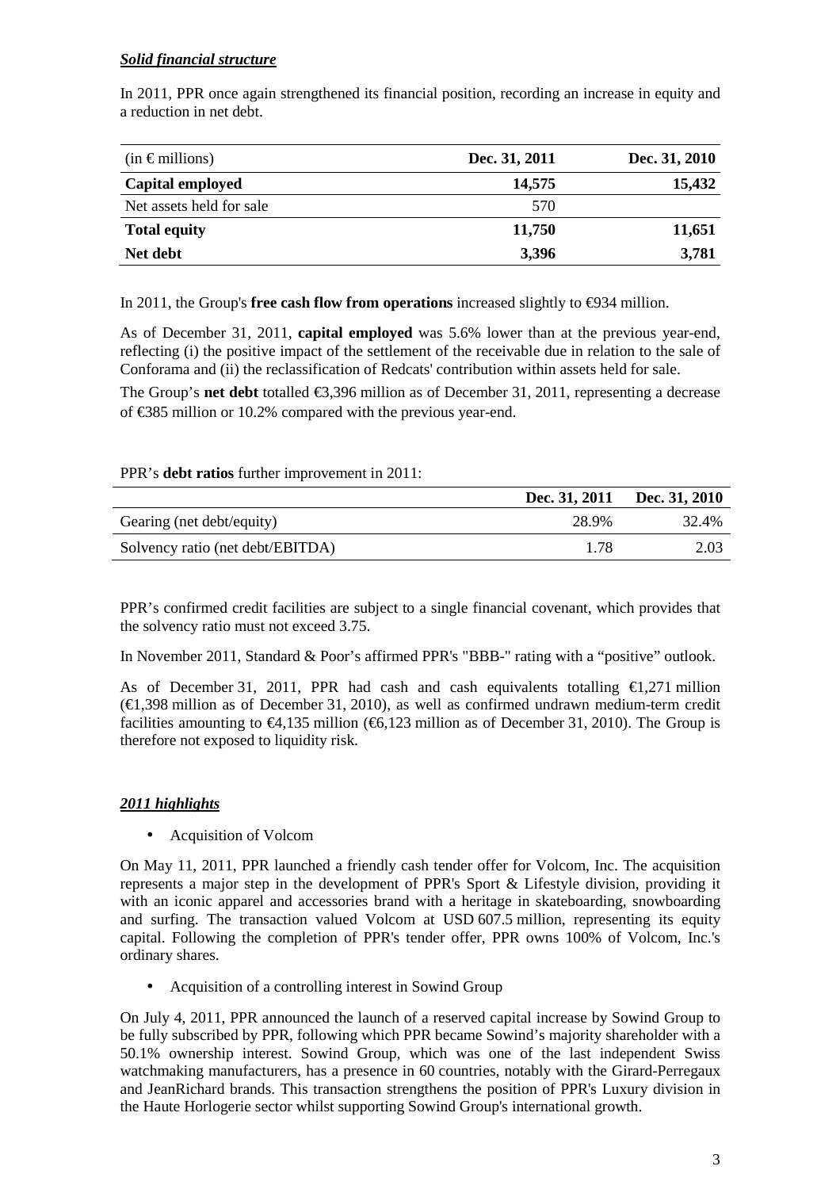***Solid financial structure***

In 2011, PPR once again strengthened its financial position, recording an increase in equity and a reduction in net debt.

| (in € millions) | Dec. 31, 2011 | Dec. 31, 2010 |
|---|---|---|
| **Capital employed** | **14,575** | **15,432** |
| Net assets held for sale | 570 | |
| **Total equity** | **11,750** | **11,651** |
| **Net debt** | **3,396** | **3,781** |

In 2011, the Group's **free cash flow from operations** increased slightly to €934 million.

As of December 31, 2011, **capital employed** was 5.6% lower than at the previous year-end, reflecting (i) the positive impact of the settlement of the receivable due in relation to the sale of Conforama and (ii) the reclassification of Redcats' contribution within assets held for sale.

The Group's **net debt** totalled €3,396 million as of December 31, 2011, representing a decrease of €385 million or 10.2% compared with the previous year-end.

PPR's **debt ratios** further improvement in 2011:

| | Dec. 31, 2011 | Dec. 31, 2010 |
|---|---|---|
| Gearing (net debt/equity) | 28.9% | 32.4% |
| Solvency ratio (net debt/EBITDA) | 1.78 | 2.03 |

PPR's confirmed credit facilities are subject to a single financial covenant, which provides that the solvency ratio must not exceed 3.75.

In November 2011, Standard & Poor's affirmed PPR's "BBB-" rating with a "positive" outlook.

As of December 31, 2011, PPR had cash and cash equivalents totalling €1,271 million (€1,398 million as of December 31, 2010), as well as confirmed undrawn medium-term credit facilities amounting to €4,135 million (€6,123 million as of December 31, 2010). The Group is therefore not exposed to liquidity risk.

***2011 highlights***

- Acquisition of Volcom

On May 11, 2011, PPR launched a friendly cash tender offer for Volcom, Inc. The acquisition represents a major step in the development of PPR's Sport & Lifestyle division, providing it with an iconic apparel and accessories brand with a heritage in skateboarding, snowboarding and surfing. The transaction valued Volcom at USD 607.5 million, representing its equity capital. Following the completion of PPR's tender offer, PPR owns 100% of Volcom, Inc.'s ordinary shares.

- Acquisition of a controlling interest in Sowind Group

On July 4, 2011, PPR announced the launch of a reserved capital increase by Sowind Group to be fully subscribed by PPR, following which PPR became Sowind's majority shareholder with a 50.1% ownership interest. Sowind Group, which was one of the last independent Swiss watchmaking manufacturers, has a presence in 60 countries, notably with the Girard-Perregaux and JeanRichard brands. This transaction strengthens the position of PPR's Luxury division in the Haute Horlogerie sector whilst supporting Sowind Group's international growth.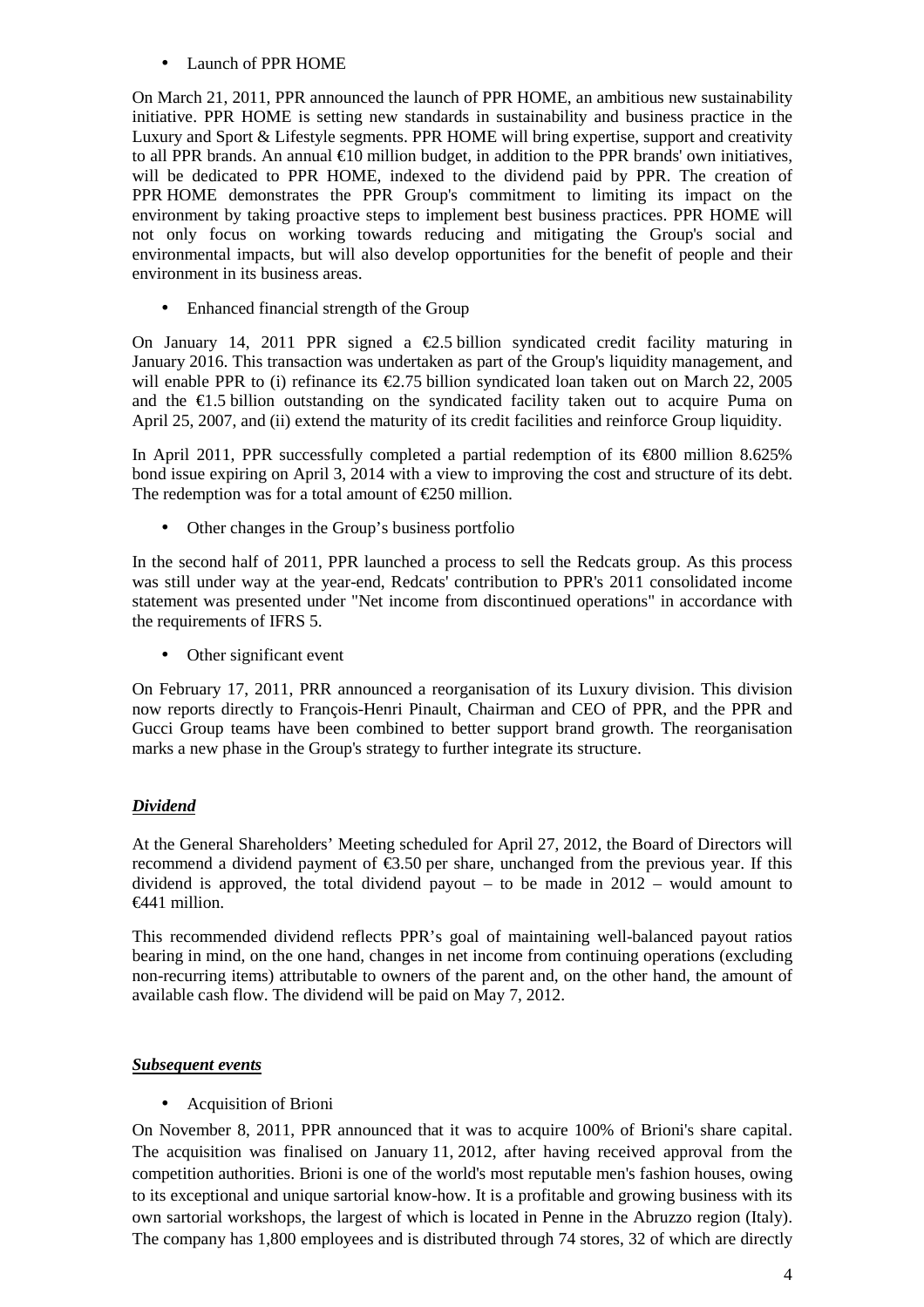- Launch of PPR HOME

On March 21, 2011, PPR announced the launch of PPR HOME, an ambitious new sustainability initiative. PPR HOME is setting new standards in sustainability and business practice in the Luxury and Sport & Lifestyle segments. PPR HOME will bring expertise, support and creativity to all PPR brands. An annual €10 million budget, in addition to the PPR brands' own initiatives, will be dedicated to PPR HOME, indexed to the dividend paid by PPR. The creation of PPR HOME demonstrates the PPR Group's commitment to limiting its impact on the environment by taking proactive steps to implement best business practices. PPR HOME will not only focus on working towards reducing and mitigating the Group's social and environmental impacts, but will also develop opportunities for the benefit of people and their environment in its business areas.

- Enhanced financial strength of the Group

On January 14, 2011 PPR signed a €2.5 billion syndicated credit facility maturing in January 2016. This transaction was undertaken as part of the Group's liquidity management, and will enable PPR to (i) refinance its €2.75 billion syndicated loan taken out on March 22, 2005 and the €1.5 billion outstanding on the syndicated facility taken out to acquire Puma on April 25, 2007, and (ii) extend the maturity of its credit facilities and reinforce Group liquidity.

In April 2011, PPR successfully completed a partial redemption of its €800 million 8.625% bond issue expiring on April 3, 2014 with a view to improving the cost and structure of its debt. The redemption was for a total amount of €250 million.

- Other changes in the Group's business portfolio

In the second half of 2011, PPR launched a process to sell the Redcats group. As this process was still under way at the year-end, Redcats' contribution to PPR's 2011 consolidated income statement was presented under "Net income from discontinued operations" in accordance with the requirements of IFRS 5.

- Other significant event

On February 17, 2011, PRR announced a reorganisation of its Luxury division. This division now reports directly to François-Henri Pinault, Chairman and CEO of PPR, and the PPR and Gucci Group teams have been combined to better support brand growth. The reorganisation marks a new phase in the Group's strategy to further integrate its structure.

## ***Dividend***

At the General Shareholders' Meeting scheduled for April 27, 2012, the Board of Directors will recommend a dividend payment of €3.50 per share, unchanged from the previous year. If this dividend is approved, the total dividend payout – to be made in 2012 – would amount to €441 million.

This recommended dividend reflects PPR's goal of maintaining well-balanced payout ratios bearing in mind, on the one hand, changes in net income from continuing operations (excluding non-recurring items) attributable to owners of the parent and, on the other hand, the amount of available cash flow. The dividend will be paid on May 7, 2012.

## ***Subsequent events***

- Acquisition of Brioni

On November 8, 2011, PPR announced that it was to acquire 100% of Brioni's share capital. The acquisition was finalised on January 11, 2012, after having received approval from the competition authorities. Brioni is one of the world's most reputable men's fashion houses, owing to its exceptional and unique sartorial know-how. It is a profitable and growing business with its own sartorial workshops, the largest of which is located in Penne in the Abruzzo region (Italy). The company has 1,800 employees and is distributed through 74 stores, 32 of which are directly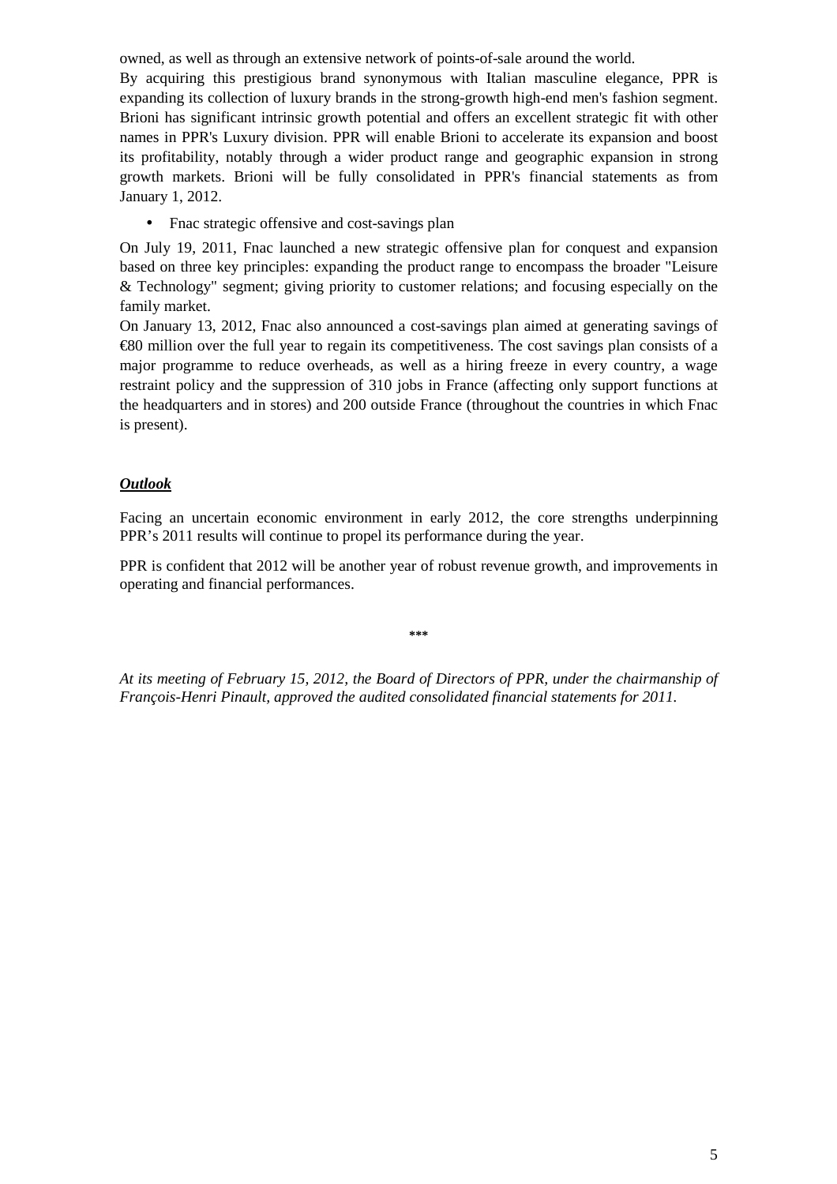owned, as well as through an extensive network of points-of-sale around the world.

By acquiring this prestigious brand synonymous with Italian masculine elegance, PPR is expanding its collection of luxury brands in the strong-growth high-end men's fashion segment. Brioni has significant intrinsic growth potential and offers an excellent strategic fit with other names in PPR's Luxury division. PPR will enable Brioni to accelerate its expansion and boost its profitability, notably through a wider product range and geographic expansion in strong growth markets. Brioni will be fully consolidated in PPR's financial statements as from January 1, 2012.

- Fnac strategic offensive and cost-savings plan

On July 19, 2011, Fnac launched a new strategic offensive plan for conquest and expansion based on three key principles: expanding the product range to encompass the broader "Leisure & Technology" segment; giving priority to customer relations; and focusing especially on the family market.

On January 13, 2012, Fnac also announced a cost-savings plan aimed at generating savings of €80 million over the full year to regain its competitiveness. The cost savings plan consists of a major programme to reduce overheads, as well as a hiring freeze in every country, a wage restraint policy and the suppression of 310 jobs in France (affecting only support functions at the headquarters and in stores) and 200 outside France (throughout the countries in which Fnac is present).

***<u>Outlook</u>***

Facing an uncertain economic environment in early 2012, the core strengths underpinning PPR's 2011 results will continue to propel its performance during the year.

PPR is confident that 2012 will be another year of robust revenue growth, and improvements in operating and financial performances.

***

*At its meeting of February 15, 2012, the Board of Directors of PPR, under the chairmanship of François-Henri Pinault, approved the audited consolidated financial statements for 2011.*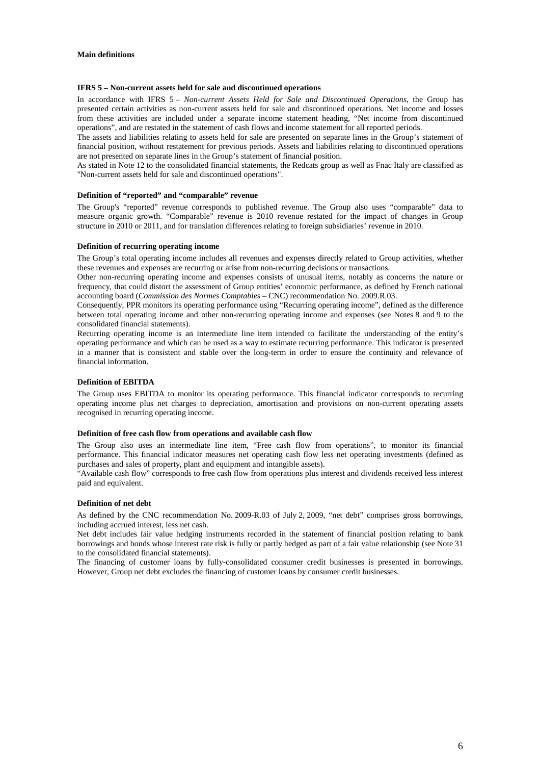## Main definitions

### IFRS 5 – Non-current assets held for sale and discontinued operations

In accordance with IFRS 5 – *Non-current Assets Held for Sale and Discontinued Operations*, the Group has presented certain activities as non-current assets held for sale and discontinued operations. Net income and losses from these activities are included under a separate income statement heading, "Net income from discontinued operations", and are restated in the statement of cash flows and income statement for all reported periods.

The assets and liabilities relating to assets held for sale are presented on separate lines in the Group's statement of financial position, without restatement for previous periods. Assets and liabilities relating to discontinued operations are not presented on separate lines in the Group's statement of financial position.

As stated in Note 12 to the consolidated financial statements, the Redcats group as well as Fnac Italy are classified as "Non-current assets held for sale and discontinued operations".

### Definition of "reported" and "comparable" revenue

The Group's "reported" revenue corresponds to published revenue. The Group also uses "comparable" data to measure organic growth. "Comparable" revenue is 2010 revenue restated for the impact of changes in Group structure in 2010 or 2011, and for translation differences relating to foreign subsidiaries' revenue in 2010.

### Definition of recurring operating income

The Group's total operating income includes all revenues and expenses directly related to Group activities, whether these revenues and expenses are recurring or arise from non-recurring decisions or transactions.

Other non-recurring operating income and expenses consists of unusual items, notably as concerns the nature or frequency, that could distort the assessment of Group entities' economic performance, as defined by French national accounting board (*Commission des Normes Comptables* – CNC) recommendation No. 2009.R.03.

Consequently, PPR monitors its operating performance using "Recurring operating income", defined as the difference between total operating income and other non-recurring operating income and expenses (see Notes 8 and 9 to the consolidated financial statements).

Recurring operating income is an intermediate line item intended to facilitate the understanding of the entity's operating performance and which can be used as a way to estimate recurring performance. This indicator is presented in a manner that is consistent and stable over the long-term in order to ensure the continuity and relevance of financial information.

### Definition of EBITDA

The Group uses EBITDA to monitor its operating performance. This financial indicator corresponds to recurring operating income plus net charges to depreciation, amortisation and provisions on non-current operating assets recognised in recurring operating income.

### Definition of free cash flow from operations and available cash flow

The Group also uses an intermediate line item, "Free cash flow from operations", to monitor its financial performance. This financial indicator measures net operating cash flow less net operating investments (defined as purchases and sales of property, plant and equipment and intangible assets).

"Available cash flow" corresponds to free cash flow from operations plus interest and dividends received less interest paid and equivalent.

### Definition of net debt

As defined by the CNC recommendation No. 2009-R.03 of July 2, 2009, "net debt" comprises gross borrowings, including accrued interest, less net cash.

Net debt includes fair value hedging instruments recorded in the statement of financial position relating to bank borrowings and bonds whose interest rate risk is fully or partly hedged as part of a fair value relationship (see Note 31 to the consolidated financial statements).

The financing of customer loans by fully-consolidated consumer credit businesses is presented in borrowings. However, Group net debt excludes the financing of customer loans by consumer credit businesses.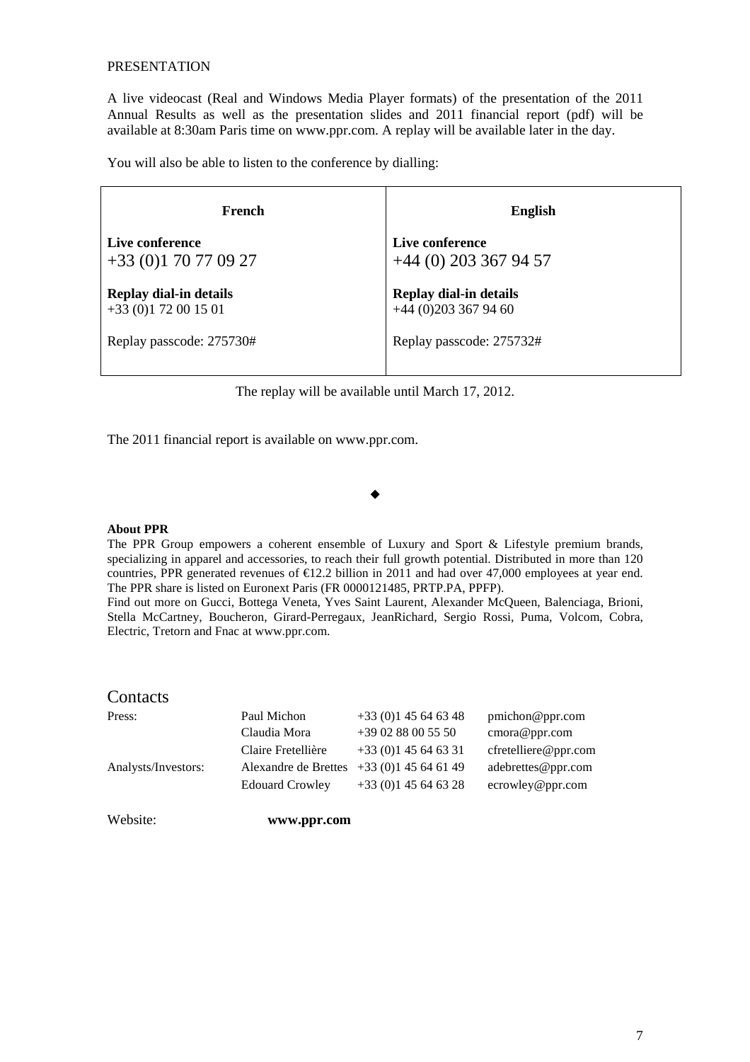PRESENTATION

A live videocast (Real and Windows Media Player formats) of the presentation of the 2011 Annual Results as well as the presentation slides and 2011 financial report (pdf) will be available at 8:30am Paris time on www.ppr.com. A replay will be available later in the day.

You will also be able to listen to the conference by dialling:

| French | English |
|---|---|
| **Live conference**<br>+33 (0)1 70 77 09 27 | **Live conference**<br>+44 (0) 203 367 94 57 |
| **Replay dial-in details**<br>+33 (0)1 72 00 15 01 | **Replay dial-in details**<br>+44 (0)203 367 94 60 |
| Replay passcode: 275730# | Replay passcode: 275732# |

The replay will be available until March 17, 2012.

The 2011 financial report is available on www.ppr.com.

◆

**About PPR**

The PPR Group empowers a coherent ensemble of Luxury and Sport & Lifestyle premium brands, specializing in apparel and accessories, to reach their full growth potential. Distributed in more than 120 countries, PPR generated revenues of €12.2 billion in 2011 and had over 47,000 employees at year end. The PPR share is listed on Euronext Paris (FR 0000121485, PRTP.PA, PPFP).

Find out more on Gucci, Bottega Veneta, Yves Saint Laurent, Alexander McQueen, Balenciaga, Brioni, Stella McCartney, Boucheron, Girard-Perregaux, JeanRichard, Sergio Rossi, Puma, Volcom, Cobra, Electric, Tretorn and Fnac at www.ppr.com.

## Contacts

| | | | |
|---|---|---|---|
| Press: | Paul Michon | +33 (0)1 45 64 63 48 | pmichon@ppr.com |
| | Claudia Mora | +39 02 88 00 55 50 | cmora@ppr.com |
| | Claire Fretellière | +33 (0)1 45 64 63 31 | cfretelliere@ppr.com |
| Analysts/Investors: | Alexandre de Brettes | +33 (0)1 45 64 61 49 | adebrettes@ppr.com |
| | Edouard Crowley | +33 (0)1 45 64 63 28 | ecrowley@ppr.com |

Website: **www.ppr.com**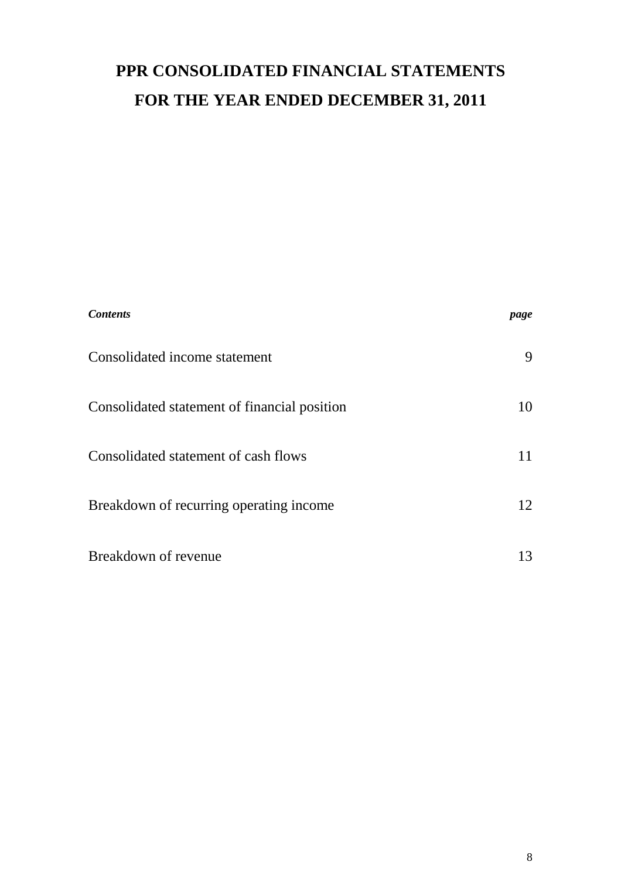# PPR CONSOLIDATED FINANCIAL STATEMENTS
# FOR THE YEAR ENDED DECEMBER 31, 2011

| *Contents* | *page* |
|---|---|
| Consolidated income statement | 9 |
| Consolidated statement of financial position | 10 |
| Consolidated statement of cash flows | 11 |
| Breakdown of recurring operating income | 12 |
| Breakdown of revenue | 13 |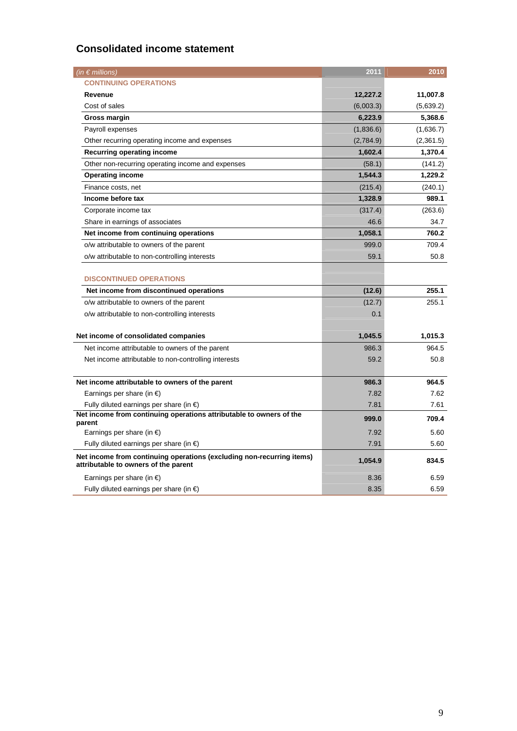## Consolidated income statement

| *(in € millions)* | 2011 | 2010 |
|---|---|---|
| CONTINUING OPERATIONS | | |
| **Revenue** | **12,227.2** | **11,007.8** |
| Cost of sales | (6,003.3) | (5,639.2) |
| **Gross margin** | **6,223.9** | **5,368.6** |
| Payroll expenses | (1,836.6) | (1,636.7) |
| Other recurring operating income and expenses | (2,784.9) | (2,361.5) |
| **Recurring operating income** | **1,602.4** | **1,370.4** |
| Other non-recurring operating income and expenses | (58.1) | (141.2) |
| **Operating income** | **1,544.3** | **1,229.2** |
| Finance costs, net | (215.4) | (240.1) |
| **Income before tax** | **1,328.9** | **989.1** |
| Corporate income tax | (317.4) | (263.6) |
| Share in earnings of associates | 46.6 | 34.7 |
| **Net income from continuing operations** | **1,058.1** | **760.2** |
| o/w attributable to owners of the parent | 999.0 | 709.4 |
| o/w attributable to non-controlling interests | 59.1 | 50.8 |
| DISCONTINUED OPERATIONS | | |
| **Net income from discontinued operations** | **(12.6)** | **255.1** |
| o/w attributable to owners of the parent | (12.7) | 255.1 |
| o/w attributable to non-controlling interests | 0.1 | |
| **Net income of consolidated companies** | **1,045.5** | **1,015.3** |
| Net income attributable to owners of the parent | 986.3 | 964.5 |
| Net income attributable to non-controlling interests | 59.2 | 50.8 |
| **Net income attributable to owners of the parent** | **986.3** | **964.5** |
| Earnings per share (in €) | 7.82 | 7.62 |
| Fully diluted earnings per share (in €) | 7.81 | 7.61 |
| **Net income from continuing operations attributable to owners of the parent** | **999.0** | **709.4** |
| Earnings per share (in €) | 7.92 | 5.60 |
| Fully diluted earnings per share (in €) | 7.91 | 5.60 |
| **Net income from continuing operations (excluding non-recurring items) attributable to owners of the parent** | **1,054.9** | **834.5** |
| Earnings per share (in €) | 8.36 | 6.59 |
| Fully diluted earnings per share (in €) | 8.35 | 6.59 |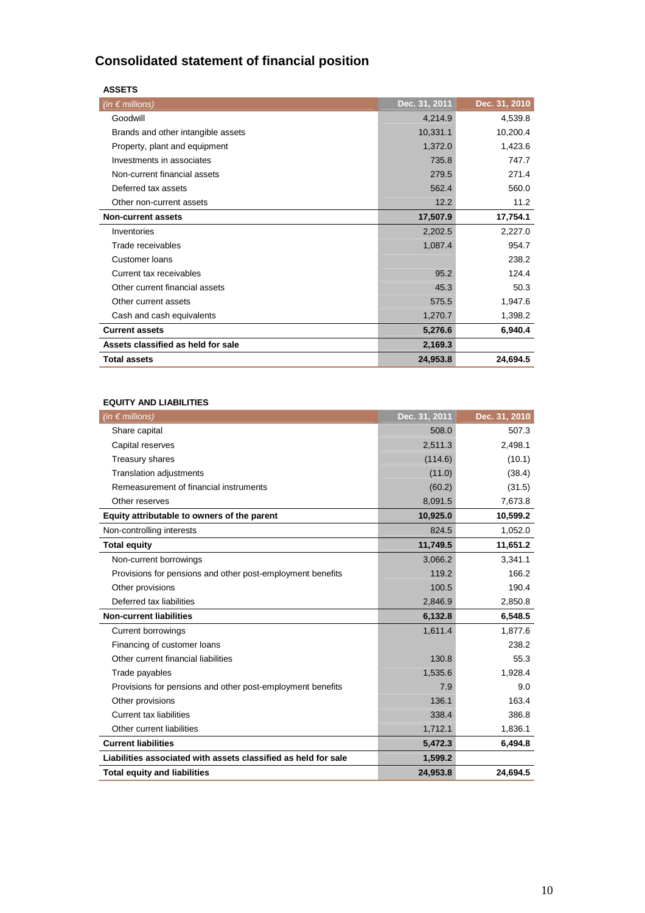# Consolidated statement of financial position

**ASSETS**

| *(in € millions)* | Dec. 31, 2011 | Dec. 31, 2010 |
|---|---|---|
| Goodwill | 4,214.9 | 4,539.8 |
| Brands and other intangible assets | 10,331.1 | 10,200.4 |
| Property, plant and equipment | 1,372.0 | 1,423.6 |
| Investments in associates | 735.8 | 747.7 |
| Non-current financial assets | 279.5 | 271.4 |
| Deferred tax assets | 562.4 | 560.0 |
| Other non-current assets | 12.2 | 11.2 |
| **Non-current assets** | **17,507.9** | **17,754.1** |
| Inventories | 2,202.5 | 2,227.0 |
| Trade receivables | 1,087.4 | 954.7 |
| Customer loans | | 238.2 |
| Current tax receivables | 95.2 | 124.4 |
| Other current financial assets | 45.3 | 50.3 |
| Other current assets | 575.5 | 1,947.6 |
| Cash and cash equivalents | 1,270.7 | 1,398.2 |
| **Current assets** | **5,276.6** | **6,940.4** |
| **Assets classified as held for sale** | **2,169.3** | |
| **Total assets** | **24,953.8** | **24,694.5** |

**EQUITY AND LIABILITIES**

| *(in € millions)* | Dec. 31, 2011 | Dec. 31, 2010 |
|---|---|---|
| Share capital | 508.0 | 507.3 |
| Capital reserves | 2,511.3 | 2,498.1 |
| Treasury shares | (114.6) | (10.1) |
| Translation adjustments | (11.0) | (38.4) |
| Remeasurement of financial instruments | (60.2) | (31.5) |
| Other reserves | 8,091.5 | 7,673.8 |
| **Equity attributable to owners of the parent** | **10,925.0** | **10,599.2** |
| Non-controlling interests | 824.5 | 1,052.0 |
| **Total equity** | **11,749.5** | **11,651.2** |
| Non-current borrowings | 3,066.2 | 3,341.1 |
| Provisions for pensions and other post-employment benefits | 119.2 | 166.2 |
| Other provisions | 100.5 | 190.4 |
| Deferred tax liabilities | 2,846.9 | 2,850.8 |
| **Non-current liabilities** | **6,132.8** | **6,548.5** |
| Current borrowings | 1,611.4 | 1,877.6 |
| Financing of customer loans | | 238.2 |
| Other current financial liabilities | 130.8 | 55.3 |
| Trade payables | 1,535.6 | 1,928.4 |
| Provisions for pensions and other post-employment benefits | 7.9 | 9.0 |
| Other provisions | 136.1 | 163.4 |
| Current tax liabilities | 338.4 | 386.8 |
| Other current liabilities | 1,712.1 | 1,836.1 |
| **Current liabilities** | **5,472.3** | **6,494.8** |
| **Liabilities associated with assets classified as held for sale** | **1,599.2** | |
| **Total equity and liabilities** | **24,953.8** | **24,694.5** |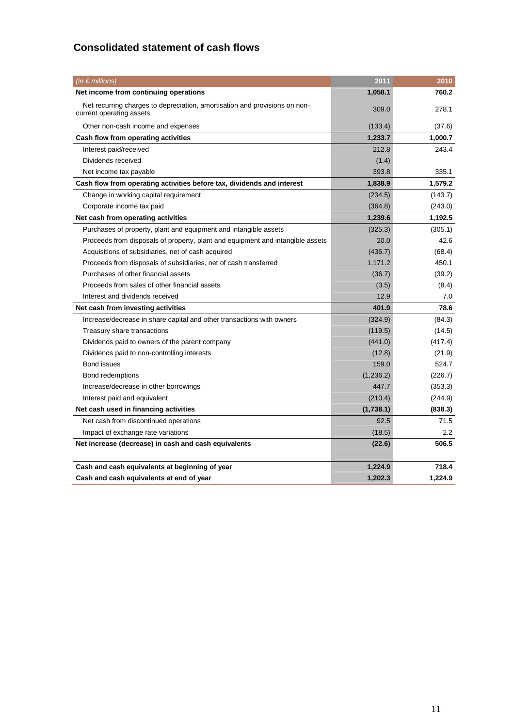## Consolidated statement of cash flows

| *(in € millions)* | 2011 | 2010 |
|---|---|---|
| **Net income from continuing operations** | **1,058.1** | **760.2** |
| Net recurring charges to depreciation, amortisation and provisions on non-current operating assets | 309.0 | 278.1 |
| Other non-cash income and expenses | (133.4) | (37.6) |
| **Cash flow from operating activities** | **1,233.7** | **1,000.7** |
| Interest paid/received | 212.8 | 243.4 |
| Dividends received | (1.4) | |
| Net income tax payable | 393.8 | 335.1 |
| **Cash flow from operating activities before tax, dividends and interest** | **1,838.9** | **1,579.2** |
| Change in working capital requirement | (234.5) | (143.7) |
| Corporate income tax paid | (364.8) | (243.0) |
| **Net cash from operating activities** | **1,239.6** | **1,192.5** |
| Purchases of property, plant and equipment and intangible assets | (325.3) | (305.1) |
| Proceeds from disposals of property, plant and equipment and intangible assets | 20.0 | 42.6 |
| Acquisitions of subsidiaries, net of cash acquired | (436.7) | (68.4) |
| Proceeds from disposals of subsidiaries, net of cash transferred | 1,171.2 | 450.1 |
| Purchases of other financial assets | (36.7) | (39.2) |
| Proceeds from sales of other financial assets | (3.5) | (8.4) |
| Interest and dividends received | 12.9 | 7.0 |
| **Net cash from investing activities** | **401.9** | **78.6** |
| Increase/decrease in share capital and other transactions with owners | (324.9) | (84.3) |
| Treasury share transactions | (119.5) | (14.5) |
| Dividends paid to owners of the parent company | (441.0) | (417.4) |
| Dividends paid to non-controlling interests | (12.8) | (21.9) |
| Bond issues | 159.0 | 524.7 |
| Bond redemptions | (1,236.2) | (226.7) |
| Increase/decrease in other borrowings | 447.7 | (353.3) |
| Interest paid and equivalent | (210.4) | (244.9) |
| **Net cash used in financing activities** | **(1,738.1)** | **(838.3)** |
| Net cash from discontinued operations | 92.5 | 71.5 |
| Impact of exchange rate variations | (18.5) | 2.2 |
| **Net increase (decrease) in cash and cash equivalents** | **(22.6)** | **506.5** |
| | | |
| **Cash and cash equivalents at beginning of year** | **1,224.9** | **718.4** |
| **Cash and cash equivalents at end of year** | **1,202.3** | **1,224.9** |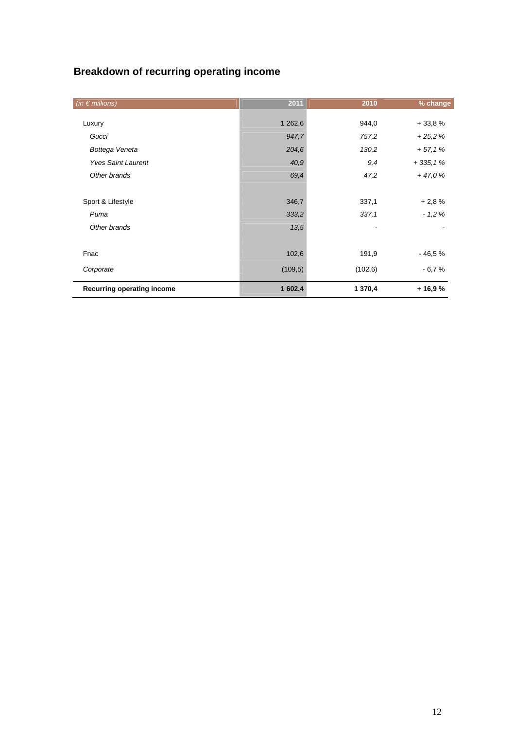## Breakdown of recurring operating income

| *(in € millions)* | 2011 | 2010 | % change |
|---|---|---|---|
| Luxury | 1 262,6 | 944,0 | + 33,8 % |
| *Gucci* | *947,7* | *757,2* | *+ 25,2 %* |
| *Bottega Veneta* | *204,6* | *130,2* | *+ 57,1 %* |
| *Yves Saint Laurent* | *40,9* | *9,4* | *+ 335,1 %* |
| *Other brands* | *69,4* | *47,2* | *+ 47,0 %* |
| | | | |
| Sport & Lifestyle | 346,7 | 337,1 | + 2,8 % |
| *Puma* | *333,2* | *337,1* | *- 1,2 %* |
| *Other brands* | *13,5* | - | - |
| | | | |
| Fnac | 102,6 | 191,9 | - 46,5 % |
| *Corporate* | (109,5) | (102,6) | - 6,7 % |
| **Recurring operating income** | **1 602,4** | **1 370,4** | **+ 16,9 %** |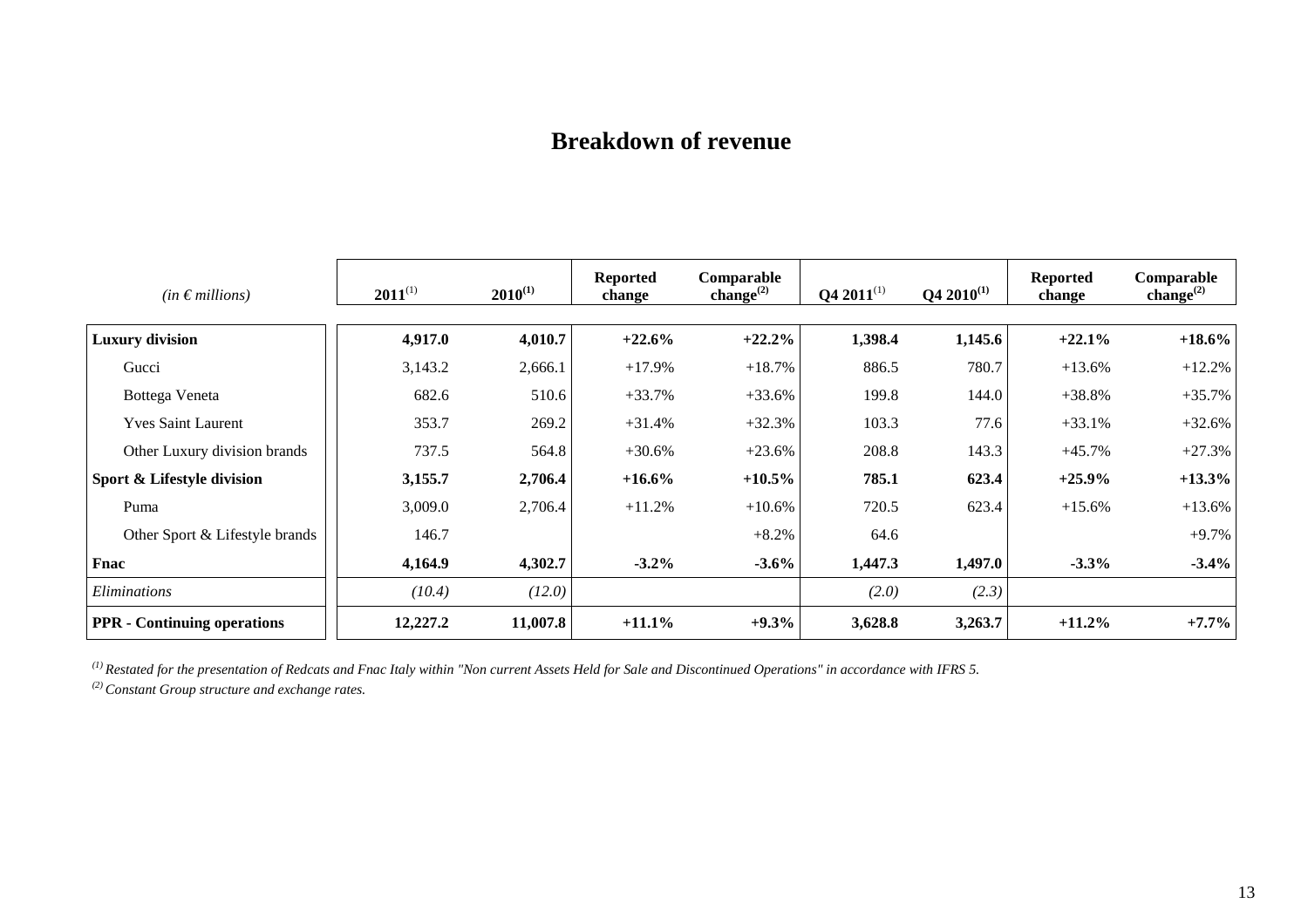# Breakdown of revenue

| *(in € millions)* | **2011**[1] | **2010**[1] | **Reported change** | **Comparable change**[2] | **Q4 2011**[1] | **Q4 2010**[1] | **Reported change** | **Comparable change**[2] |
|---|---|---|---|---|---|---|---|---|
| **Luxury division** | **4,917.0** | **4,010.7** | **+22.6%** | **+22.2%** | **1,398.4** | **1,145.6** | **+22.1%** | **+18.6%** |
| Gucci | 3,143.2 | 2,666.1 | +17.9% | +18.7% | 886.5 | 780.7 | +13.6% | +12.2% |
| Bottega Veneta | 682.6 | 510.6 | +33.7% | +33.6% | 199.8 | 144.0 | +38.8% | +35.7% |
| Yves Saint Laurent | 353.7 | 269.2 | +31.4% | +32.3% | 103.3 | 77.6 | +33.1% | +32.6% |
| Other Luxury division brands | 737.5 | 564.8 | +30.6% | +23.6% | 208.8 | 143.3 | +45.7% | +27.3% |
| **Sport & Lifestyle division** | **3,155.7** | **2,706.4** | **+16.6%** | **+10.5%** | **785.1** | **623.4** | **+25.9%** | **+13.3%** |
| Puma | 3,009.0 | 2,706.4 | +11.2% | +10.6% | 720.5 | 623.4 | +15.6% | +13.6% |
| Other Sport & Lifestyle brands | 146.7 | | | +8.2% | 64.6 | | | +9.7% |
| **Fnac** | **4,164.9** | **4,302.7** | **-3.2%** | **-3.6%** | **1,447.3** | **1,497.0** | **-3.3%** | **-3.4%** |
| *Eliminations* | *(10.4)* | *(12.0)* | | | *(2.0)* | *(2.3)* | | |
| **PPR - Continuing operations** | **12,227.2** | **11,007.8** | **+11.1%** | **+9.3%** | **3,628.8** | **3,263.7** | **+11.2%** | **+7.7%** |

*[1] Restated for the presentation of Redcats and Fnac Italy within "Non current Assets Held for Sale and Discontinued Operations" in accordance with IFRS 5.*

*[2] Constant Group structure and exchange rates.*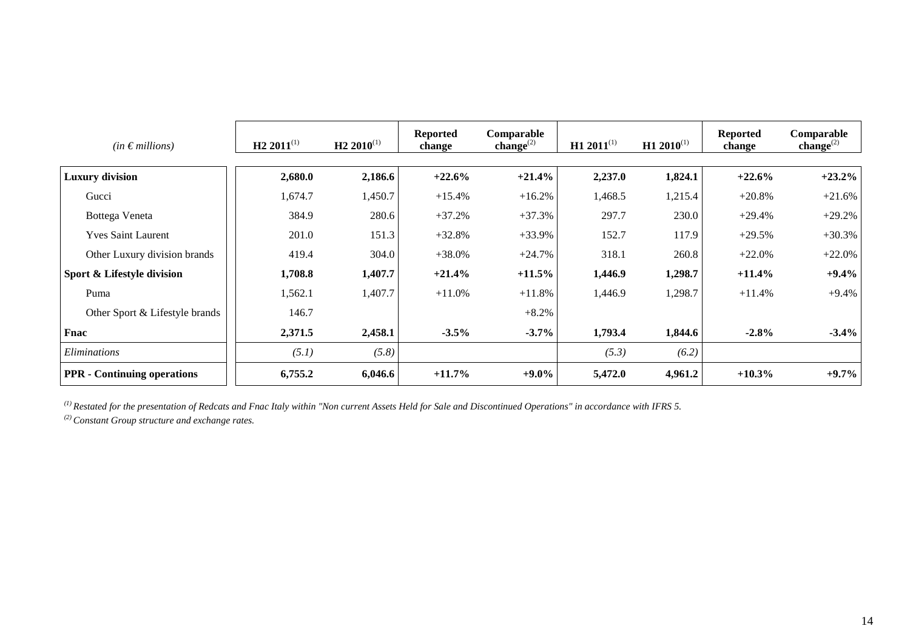| *(in € millions)* | H2 2011[(1)] | H2 2010[(1)] | Reported change | Comparable change[(2)] | H1 2011[(1)] | H1 2010[(1)] | Reported change | Comparable change[(2)] |
|---|---|---|---|---|---|---|---|---|
| **Luxury division** | **2,680.0** | **2,186.6** | **+22.6%** | **+21.4%** | **2,237.0** | **1,824.1** | **+22.6%** | **+23.2%** |
| Gucci | 1,674.7 | 1,450.7 | +15.4% | +16.2% | 1,468.5 | 1,215.4 | +20.8% | +21.6% |
| Bottega Veneta | 384.9 | 280.6 | +37.2% | +37.3% | 297.7 | 230.0 | +29.4% | +29.2% |
| Yves Saint Laurent | 201.0 | 151.3 | +32.8% | +33.9% | 152.7 | 117.9 | +29.5% | +30.3% |
| Other Luxury division brands | 419.4 | 304.0 | +38.0% | +24.7% | 318.1 | 260.8 | +22.0% | +22.0% |
| **Sport & Lifestyle division** | **1,708.8** | **1,407.7** | **+21.4%** | **+11.5%** | **1,446.9** | **1,298.7** | **+11.4%** | **+9.4%** |
| Puma | 1,562.1 | 1,407.7 | +11.0% | +11.8% | 1,446.9 | 1,298.7 | +11.4% | +9.4% |
| Other Sport & Lifestyle brands | 146.7 | | | +8.2% | | | | |
| **Fnac** | **2,371.5** | **2,458.1** | **-3.5%** | **-3.7%** | **1,793.4** | **1,844.6** | **-2.8%** | **-3.4%** |
| *Eliminations* | *(5.1)* | *(5.8)* | | | *(5.3)* | *(6.2)* | | |
| **PPR - Continuing operations** | **6,755.2** | **6,046.6** | **+11.7%** | **+9.0%** | **5,472.0** | **4,961.2** | **+10.3%** | **+9.7%** |

*[(1)] Restated for the presentation of Redcats and Fnac Italy within "Non current Assets Held for Sale and Discontinued Operations" in accordance with IFRS 5.*

*[(2)] Constant Group structure and exchange rates.*